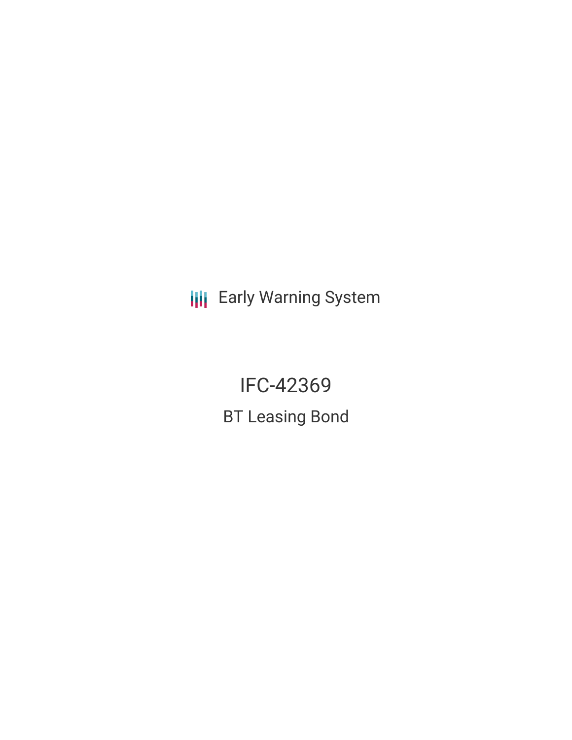Early Warning System

# IFC-42369

## BT Leasing Bond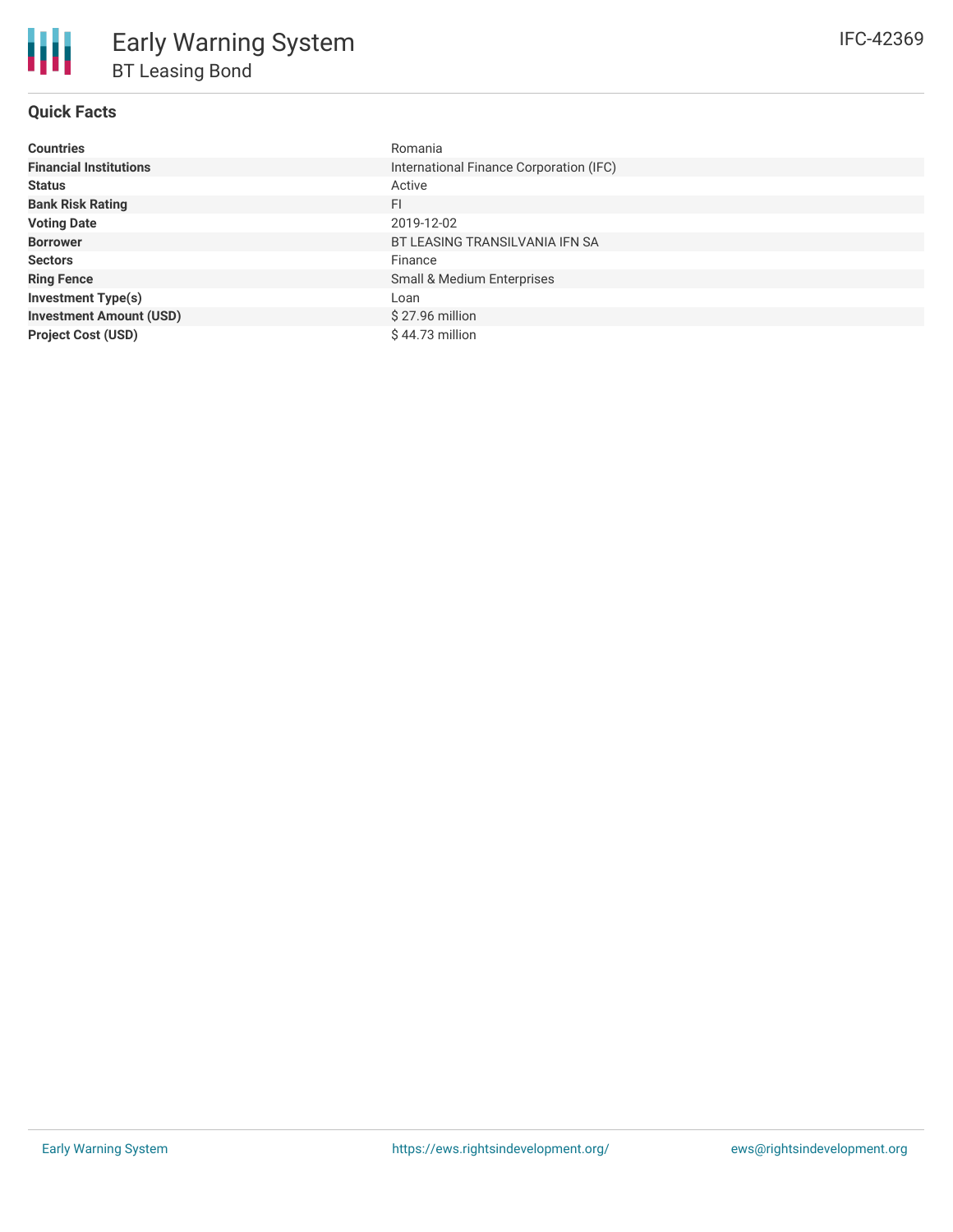# Early Warning System

## BT Leasing Bond

IFC-42369

### Quick Facts

| | |
|---|---|
| **Countries** | Romania |
| **Financial Institutions** | International Finance Corporation (IFC) |
| **Status** | Active |
| **Bank Risk Rating** | FI |
| **Voting Date** | 2019-12-02 |
| **Borrower** | BT LEASING TRANSILVANIA IFN SA |
| **Sectors** | Finance |
| **Ring Fence** | Small & Medium Enterprises |
| **Investment Type(s)** | Loan |
| **Investment Amount (USD)** | $ 27.96 million |
| **Project Cost (USD)** | $ 44.73 million |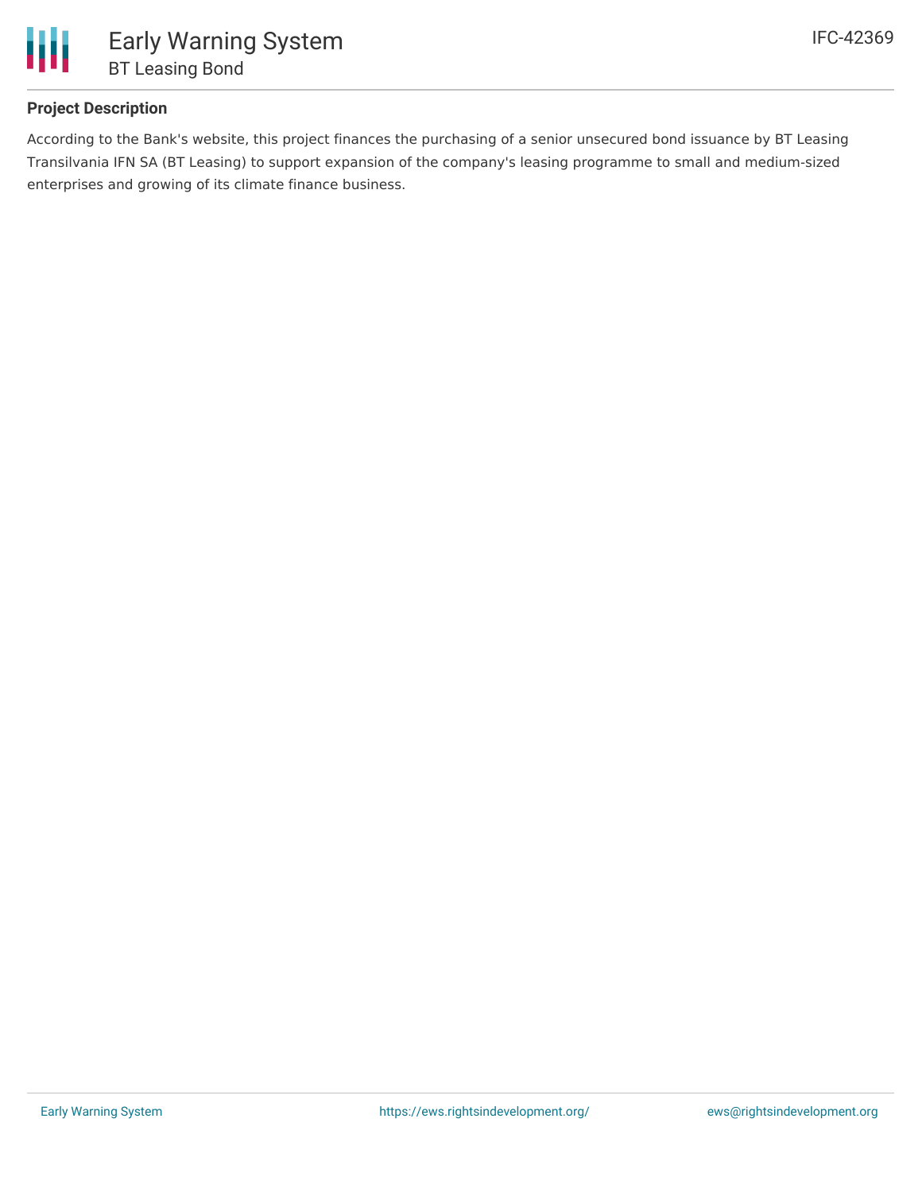## Project Description

According to the Bank's website, this project finances the purchasing of a senior unsecured bond issuance by BT Leasing Transilvania IFN SA (BT Leasing) to support expansion of the company's leasing programme to small and medium-sized enterprises and growing of its climate finance business.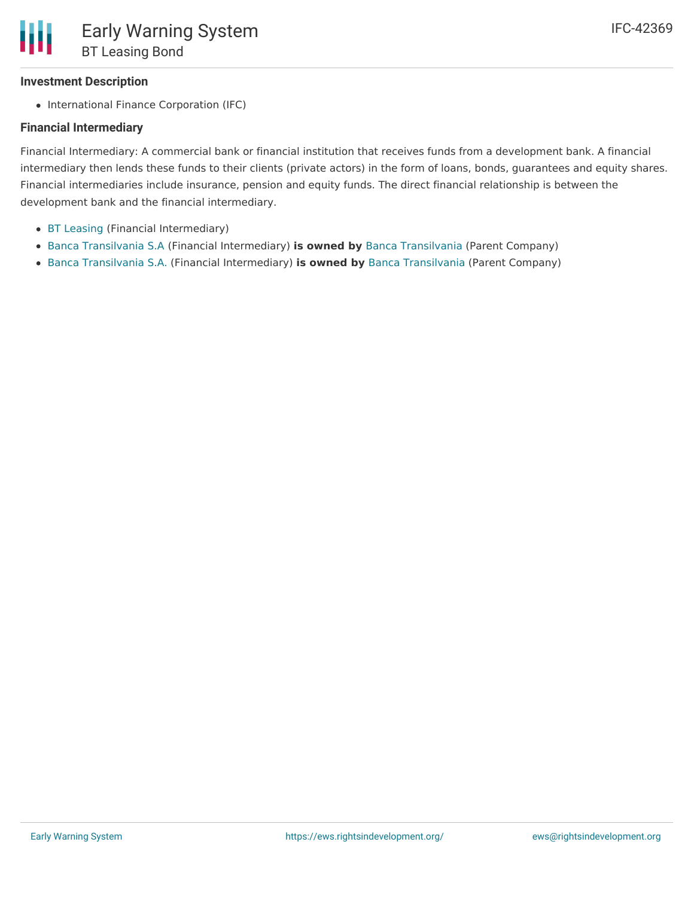**Investment Description**

- International Finance Corporation (IFC)

**Financial Intermediary**

Financial Intermediary: A commercial bank or financial institution that receives funds from a development bank. A financial intermediary then lends these funds to their clients (private actors) in the form of loans, bonds, guarantees and equity shares. Financial intermediaries include insurance, pension and equity funds. The direct financial relationship is between the development bank and the financial intermediary.

- BT Leasing (Financial Intermediary)
- Banca Transilvania S.A (Financial Intermediary) **is owned by** Banca Transilvania (Parent Company)
- Banca Transilvania S.A. (Financial Intermediary) **is owned by** Banca Transilvania (Parent Company)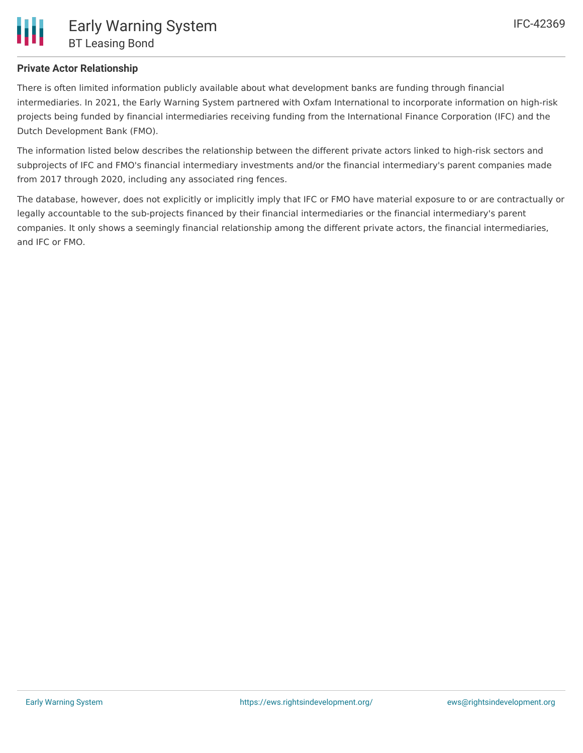**Private Actor Relationship**

There is often limited information publicly available about what development banks are funding through financial intermediaries. In 2021, the Early Warning System partnered with Oxfam International to incorporate information on high-risk projects being funded by financial intermediaries receiving funding from the International Finance Corporation (IFC) and the Dutch Development Bank (FMO).

The information listed below describes the relationship between the different private actors linked to high-risk sectors and subprojects of IFC and FMO's financial intermediary investments and/or the financial intermediary's parent companies made from 2017 through 2020, including any associated ring fences.

The database, however, does not explicitly or implicitly imply that IFC or FMO have material exposure to or are contractually or legally accountable to the sub-projects financed by their financial intermediaries or the financial intermediary's parent companies. It only shows a seemingly financial relationship among the different private actors, the financial intermediaries, and IFC or FMO.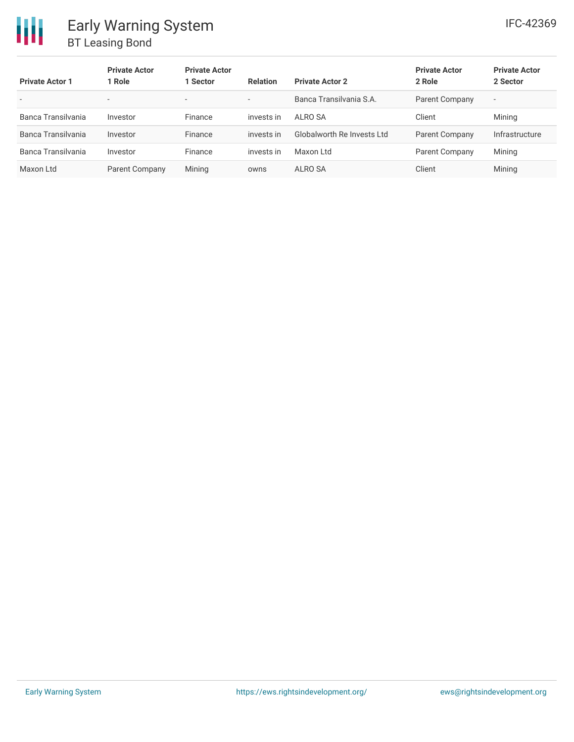| Private Actor 1 | Private Actor 1 Role | Private Actor 1 Sector | Relation | Private Actor 2 | Private Actor 2 Role | Private Actor 2 Sector |
|---|---|---|---|---|---|---|
| - | - | - | - | Banca Transilvania S.A. | Parent Company | - |
| Banca Transilvania | Investor | Finance | invests in | ALRO SA | Client | Mining |
| Banca Transilvania | Investor | Finance | invests in | Globalworth Re Invests Ltd | Parent Company | Infrastructure |
| Banca Transilvania | Investor | Finance | invests in | Maxon Ltd | Parent Company | Mining |
| Maxon Ltd | Parent Company | Mining | owns | ALRO SA | Client | Mining |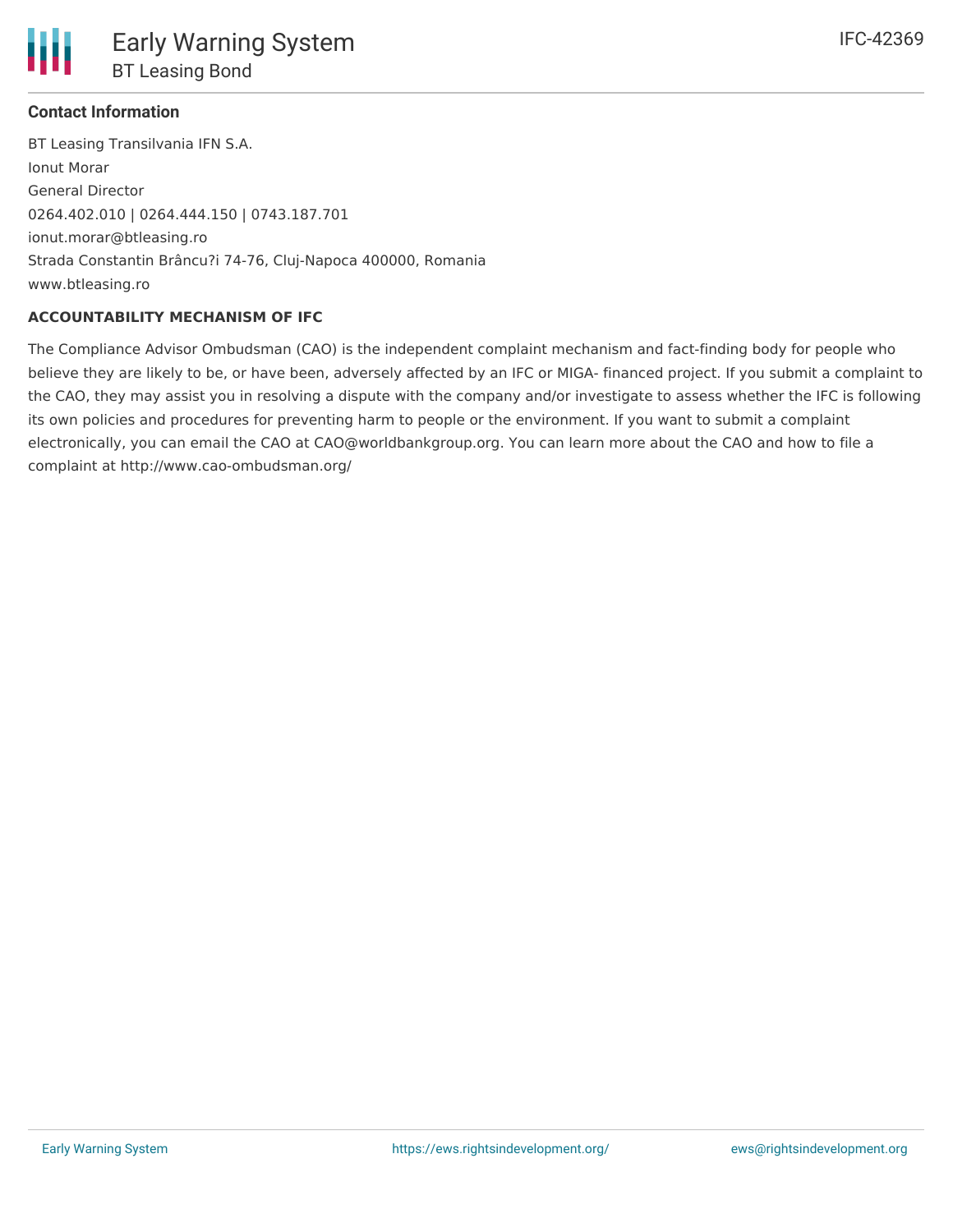### Contact Information

BT Leasing Transilvania IFN S.A.
Ionut Morar
General Director
0264.402.010 | 0264.444.150 | 0743.187.701
ionut.morar@btleasing.ro
Strada Constantin Brâncu?i 74-76, Cluj-Napoca 400000, Romania
www.btleasing.ro

**ACCOUNTABILITY MECHANISM OF IFC**

The Compliance Advisor Ombudsman (CAO) is the independent complaint mechanism and fact-finding body for people who believe they are likely to be, or have been, adversely affected by an IFC or MIGA- financed project. If you submit a complaint to the CAO, they may assist you in resolving a dispute with the company and/or investigate to assess whether the IFC is following its own policies and procedures for preventing harm to people or the environment. If you want to submit a complaint electronically, you can email the CAO at CAO@worldbankgroup.org. You can learn more about the CAO and how to file a complaint at http://www.cao-ombudsman.org/